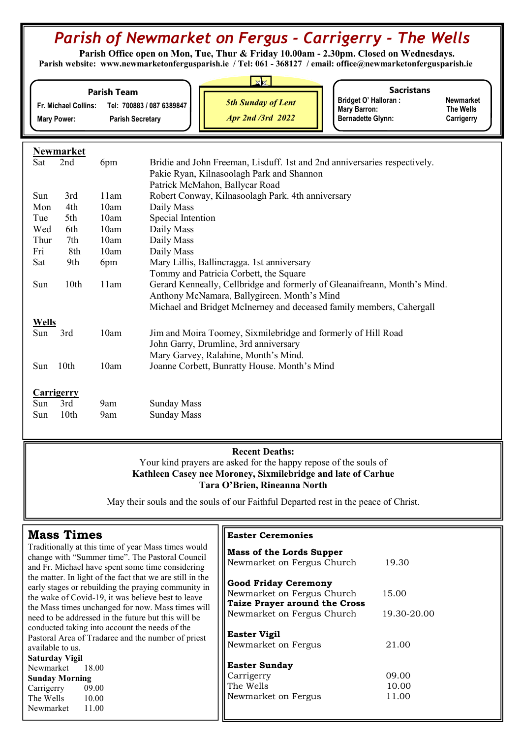# *Parish of Newmarket on Fergus - Carrigerry - The Wells*

**Parish Office open on Mon, Tue, Thur & Friday 10.00am - 2.30pm. Closed on Wednesdays.**
**Parish website: www.newmarketonfergusparish.ie / Tel: 061 - 368127 / email: office@newmarketonfergusparish.ie**

**Parish Team**

| | |
|---|---|
| Fr. Michael Collins: | Tel: 700883 / 087 6389847 |
| Mary Power: | Parish Secretary |

*5th Sunday of Lent*
*Apr 2nd /3rd 2022*

**Sacristans**

| | |
|---|---|
| Bridget O' Halloran : | Newmarket |
| Mary Barron: | The Wells |
| Bernadette Glynn: | Carrigerry |

**Newmarket**

| | | | |
|---|---|---|---|
| Sat | 2nd | 6pm | Bridie and John Freeman, Lisduff. 1st and 2nd anniversaries respectively. |
| | | | Pakie Ryan, Kilnasoolagh Park and Shannon |
| | | | Patrick McMahon, Ballycar Road |
| Sun | 3rd | 11am | Robert Conway, Kilnasoolagh Park. 4th anniversary |
| Mon | 4th | 10am | Daily Mass |
| Tue | 5th | 10am | Special Intention |
| Wed | 6th | 10am | Daily Mass |
| Thur | 7th | 10am | Daily Mass |
| Fri | 8th | 10am | Daily Mass |
| Sat | 9th | 6pm | Mary Lillis, Ballincragga. 1st anniversary |
| | | | Tommy and Patricia Corbett, the Square |
| Sun | 10th | 11am | Gerard Kenneally, Cellbridge and formerly of Gleanaifreann, Month's Mind. |
| | | | Anthony McNamara, Ballygireen. Month's Mind |
| | | | Michael and Bridget McInerney and deceased family members, Cahergall |

**Wells**

| | | | |
|---|---|---|---|
| Sun | 3rd | 10am | Jim and Moira Toomey, Sixmilebridge and formerly of Hill Road |
| | | | John Garry, Drumline, 3rd anniversary |
| | | | Mary Garvey, Ralahine, Month's Mind. |
| Sun | 10th | 10am | Joanne Corbett, Bunratty House. Month's Mind |

**Carrigerry**

| | | | |
|---|---|---|---|
| Sun | 3rd | 9am | Sunday Mass |
| Sun | 10th | 9am | Sunday Mass |

**Recent Deaths:**
Your kind prayers are asked for the happy repose of the souls of
**Kathleen Casey nee Moroney, Sixmilebridge and late of Carhue**
**Tara O'Brien, Rineanna North**

May their souls and the souls of our Faithful Departed rest in the peace of Christ.

## Mass Times

Traditionally at this time of year Mass times would change with "Summer time". The Pastoral Council and Fr. Michael have spent some time considering the matter. In light of the fact that we are still in the early stages or rebuilding the praying community in the wake of Covid-19, it was believe best to leave the Mass times unchanged for now. Mass times will need to be addressed in the future but this will be conducted taking into account the needs of the Pastoral Area of Tradaree and the number of priest available to us.

**Saturday Vigil**
Newmarket 18.00

**Sunday Morning**
Carrigerry 09.00
The Wells 10.00
Newmarket 11.00

**Easter Ceremonies**

**Mass of the Lords Supper**
Newmarket on Fergus Church 19.30

**Good Friday Ceremony**
Newmarket on Fergus Church 15.00

**Taize Prayer around the Cross**
Newmarket on Fergus Church 19.30-20.00

**Easter Vigil**
Newmarket on Fergus 21.00

**Easter Sunday**
Carrigerry 09.00
The Wells 10.00
Newmarket on Fergus 11.00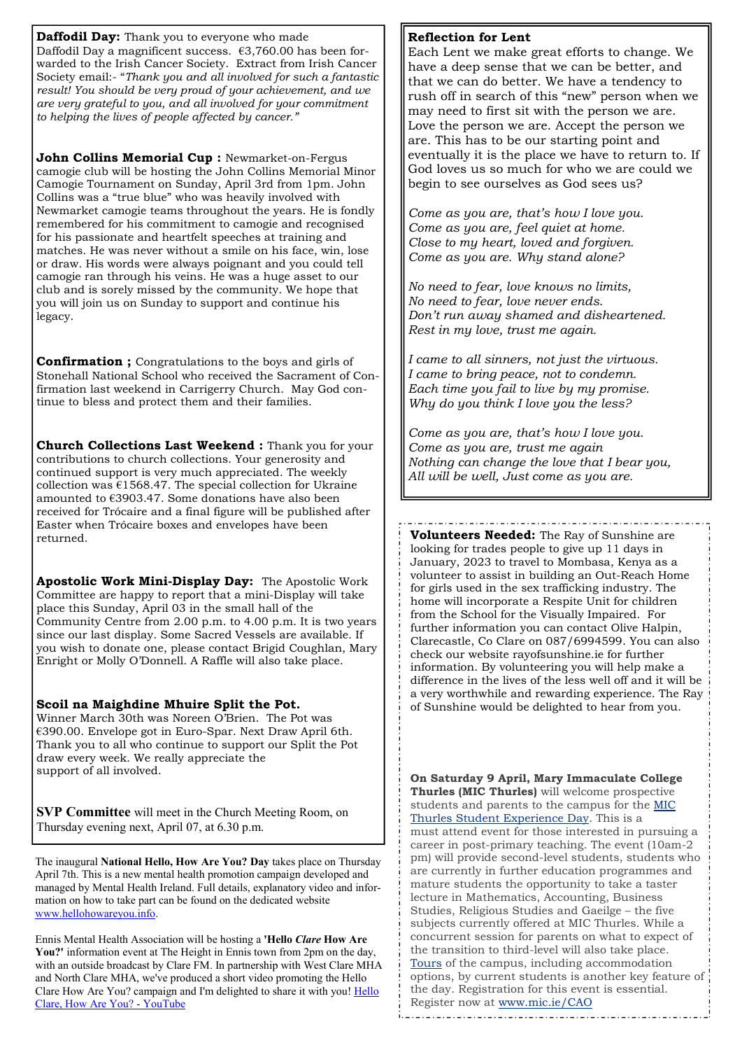**Daffodil Day:** Thank you to everyone who made Daffodil Day a magnificent success. €3,760.00 has been forwarded to the Irish Cancer Society. Extract from Irish Cancer Society email:- "*Thank you and all involved for such a fantastic result! You should be very proud of your achievement, and we are very grateful to you, and all involved for your commitment to helping the lives of people affected by cancer.*"

**John Collins Memorial Cup :** Newmarket-on-Fergus camogie club will be hosting the John Collins Memorial Minor Camogie Tournament on Sunday, April 3rd from 1pm. John Collins was a "true blue" who was heavily involved with Newmarket camogie teams throughout the years. He is fondly remembered for his commitment to camogie and recognised for his passionate and heartfelt speeches at training and matches. He was never without a smile on his face, win, lose or draw. His words were always poignant and you could tell camogie ran through his veins. He was a huge asset to our club and is sorely missed by the community. We hope that you will join us on Sunday to support and continue his legacy.

**Confirmation ;** Congratulations to the boys and girls of Stonehall National School who received the Sacrament of Confirmation last weekend in Carrigerry Church. May God continue to bless and protect them and their families.

**Church Collections Last Weekend :** Thank you for your contributions to church collections. Your generosity and continued support is very much appreciated. The weekly collection was €1568.47. The special collection for Ukraine amounted to €3903.47. Some donations have also been received for Trócaire and a final figure will be published after Easter when Trócaire boxes and envelopes have been returned.

**Apostolic Work Mini-Display Day:** The Apostolic Work Committee are happy to report that a mini-Display will take place this Sunday, April 03 in the small hall of the Community Centre from 2.00 p.m. to 4.00 p.m. It is two years since our last display. Some Sacred Vessels are available. If you wish to donate one, please contact Brigid Coughlan, Mary Enright or Molly O'Donnell. A Raffle will also take place.

**Scoil na Maighdine Mhuire Split the Pot.**
Winner March 30th was Noreen O'Brien. The Pot was €390.00. Envelope got in Euro-Spar. Next Draw April 6th. Thank you to all who continue to support our Split the Pot draw every week. We really appreciate the support of all involved.

**SVP Committee** will meet in the Church Meeting Room, on Thursday evening next, April 07, at 6.30 p.m.

The inaugural **National Hello, How Are You? Day** takes place on Thursday April 7th. This is a new mental health promotion campaign developed and managed by Mental Health Ireland. Full details, explanatory video and information on how to take part can be found on the dedicated website www.hellohowareyou.info.

Ennis Mental Health Association will be hosting a **'Hello *Clare* How Are You?'** information event at The Height in Ennis town from 2pm on the day, with an outside broadcast by Clare FM. In partnership with West Clare MHA and North Clare MHA, we've produced a short video promoting the Hello Clare How Are You? campaign and I'm delighted to share it with you! Hello Clare, How Are You? - YouTube

**Reflection for Lent**
Each Lent we make great efforts to change. We have a deep sense that we can be better, and that we can do better. We have a tendency to rush off in search of this "new" person when we may need to first sit with the person we are. Love the person we are. Accept the person we are. This has to be our starting point and eventually it is the place we have to return to. If God loves us so much for who we are could we begin to see ourselves as God sees us?

*Come as you are, that's how I love you.*
*Come as you are, feel quiet at home.*
*Close to my heart, loved and forgiven.*
*Come as you are. Why stand alone?*

*No need to fear, love knows no limits,*
*No need to fear, love never ends.*
*Don't run away shamed and disheartened.*
*Rest in my love, trust me again.*

*I came to all sinners, not just the virtuous.*
*I came to bring peace, not to condemn.*
*Each time you fail to live by my promise.*
*Why do you think I love you the less?*

*Come as you are, that's how I love you.*
*Come as you are, trust me again*
*Nothing can change the love that I bear you,*
*All will be well, Just come as you are.*

**Volunteers Needed:** The Ray of Sunshine are looking for trades people to give up 11 days in January, 2023 to travel to Mombasa, Kenya as a volunteer to assist in building an Out-Reach Home for girls used in the sex trafficking industry. The home will incorporate a Respite Unit for children from the School for the Visually Impaired. For further information you can contact Olive Halpin, Clarecastle, Co Clare on 087/6994599. You can also check our website rayofsunshine.ie for further information. By volunteering you will help make a difference in the lives of the less well off and it will be a very worthwhile and rewarding experience. The Ray of Sunshine would be delighted to hear from you.

**On Saturday 9 April, Mary Immaculate College Thurles (MIC Thurles)** will welcome prospective students and parents to the campus for the MIC Thurles Student Experience Day. This is a must attend event for those interested in pursuing a career in post-primary teaching. The event (10am-2 pm) will provide second-level students, students who are currently in further education programmes and mature students the opportunity to take a taster lecture in Mathematics, Accounting, Business Studies, Religious Studies and Gaeilge – the five subjects currently offered at MIC Thurles. While a concurrent session for parents on what to expect of the transition to third-level will also take place. Tours of the campus, including accommodation options, by current students is another key feature of the day. Registration for this event is essential. Register now at www.mic.ie/CAO